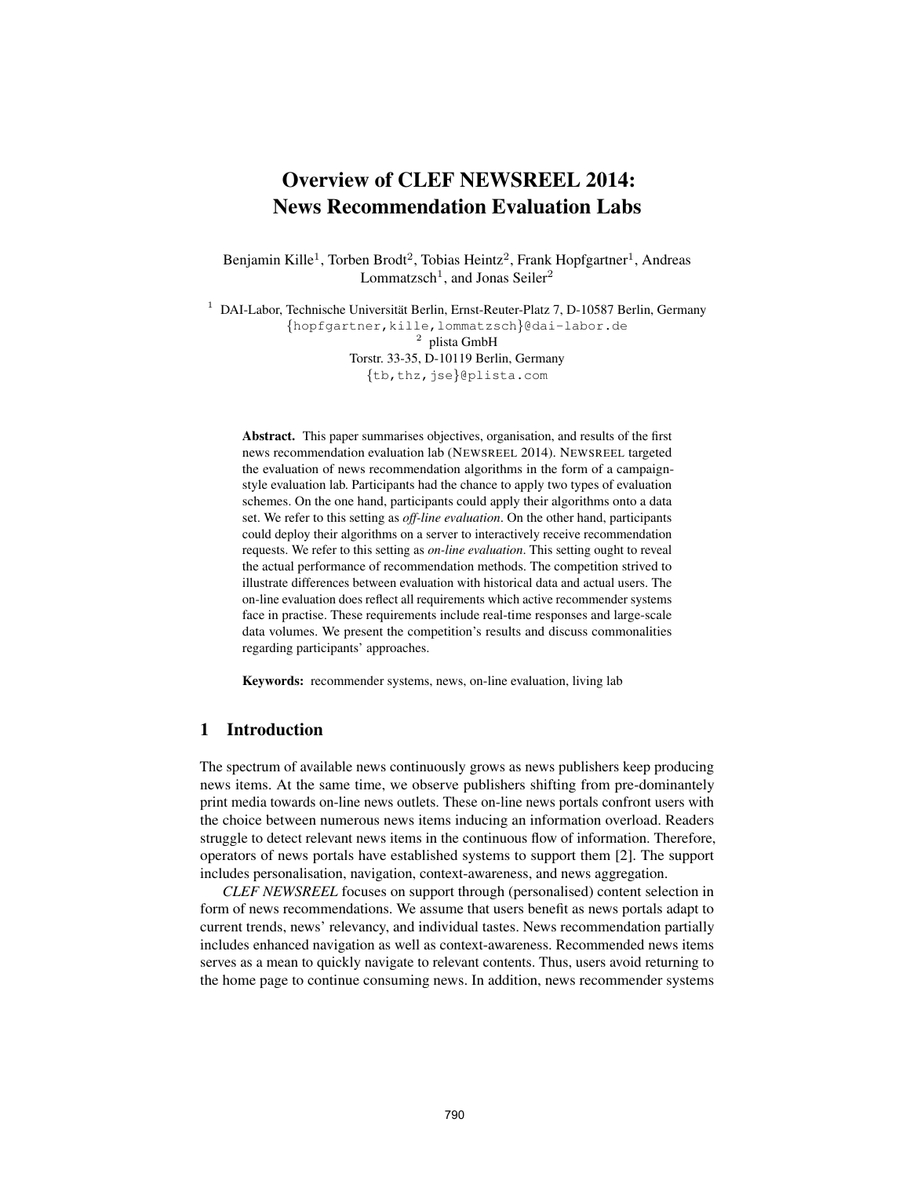# Overview of CLEF NEWSREEL 2014: News Recommendation Evaluation Labs

Benjamin Kille[1], Torben Brodt[2], Tobias Heintz[2], Frank Hopfgartner[1], Andreas Lommatzsch[1], and Jonas Seiler[2]

[1] DAI-Labor, Technische Universität Berlin, Ernst-Reuter-Platz 7, D-10587 Berlin, Germany
{hopfgartner,kille,lommatzsch}@dai-labor.de
[2] plista GmbH
Torstr. 33-35, D-10119 Berlin, Germany
{tb,thz,jse}@plista.com

**Abstract.** This paper summarises objectives, organisation, and results of the first news recommendation evaluation lab (NEWSREEL 2014). NEWSREEL targeted the evaluation of news recommendation algorithms in the form of a campaign-style evaluation lab. Participants had the chance to apply two types of evaluation schemes. On the one hand, participants could apply their algorithms onto a data set. We refer to this setting as *off-line evaluation*. On the other hand, participants could deploy their algorithms on a server to interactively receive recommendation requests. We refer to this setting as *on-line evaluation*. This setting ought to reveal the actual performance of recommendation methods. The competition strived to illustrate differences between evaluation with historical data and actual users. The on-line evaluation does reflect all requirements which active recommender systems face in practise. These requirements include real-time responses and large-scale data volumes. We present the competition's results and discuss commonalities regarding participants' approaches.

**Keywords:** recommender systems, news, on-line evaluation, living lab

## 1 Introduction

The spectrum of available news continuously grows as news publishers keep producing news items. At the same time, we observe publishers shifting from pre-dominantely print media towards on-line news outlets. These on-line news portals confront users with the choice between numerous news items inducing an information overload. Readers struggle to detect relevant news items in the continuous flow of information. Therefore, operators of news portals have established systems to support them [2]. The support includes personalisation, navigation, context-awareness, and news aggregation.

*CLEF NEWSREEL* focuses on support through (personalised) content selection in form of news recommendations. We assume that users benefit as news portals adapt to current trends, news' relevancy, and individual tastes. News recommendation partially includes enhanced navigation as well as context-awareness. Recommended news items serves as a mean to quickly navigate to relevant contents. Thus, users avoid returning to the home page to continue consuming news. In addition, news recommender systems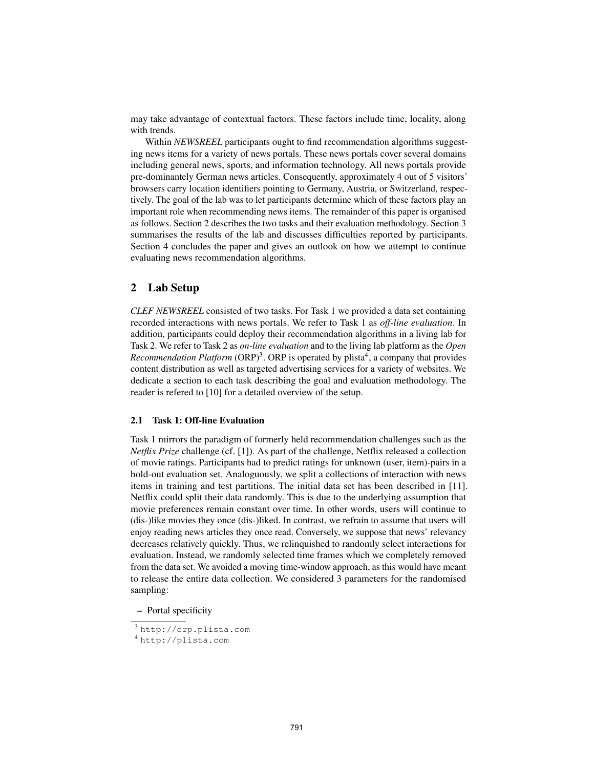may take advantage of contextual factors. These factors include time, locality, along with trends.

Within *NEWSREEL* participants ought to find recommendation algorithms suggesting news items for a variety of news portals. These news portals cover several domains including general news, sports, and information technology. All news portals provide pre-dominantely German news articles. Consequently, approximately 4 out of 5 visitors' browsers carry location identifiers pointing to Germany, Austria, or Switzerland, respectively. The goal of the lab was to let participants determine which of these factors play an important role when recommending news items. The remainder of this paper is organised as follows. Section 2 describes the two tasks and their evaluation methodology. Section 3 summarises the results of the lab and discusses difficulties reported by participants. Section 4 concludes the paper and gives an outlook on how we attempt to continue evaluating news recommendation algorithms.

## 2 Lab Setup

*CLEF NEWSREEL* consisted of two tasks. For Task 1 we provided a data set containing recorded interactions with news portals. We refer to Task 1 as *off-line evaluation*. In addition, participants could deploy their recommendation algorithms in a living lab for Task 2. We refer to Task 2 as *on-line evaluation* and to the living lab platform as the *Open Recommendation Platform* (ORP)[3]. ORP is operated by plista[4], a company that provides content distribution as well as targeted advertising services for a variety of websites. We dedicate a section to each task describing the goal and evaluation methodology. The reader is refered to [10] for a detailed overview of the setup.

### 2.1 Task 1: Off-line Evaluation

Task 1 mirrors the paradigm of formerly held recommendation challenges such as the *Netflix Prize* challenge (cf. [1]). As part of the challenge, Netflix released a collection of movie ratings. Participants had to predict ratings for unknown (user, item)-pairs in a hold-out evaluation set. Analoguously, we split a collections of interaction with news items in training and test partitions. The initial data set has been described in [11]. Netflix could split their data randomly. This is due to the underlying assumption that movie preferences remain constant over time. In other words, users will continue to (dis-)like movies they once (dis-)liked. In contrast, we refrain to assume that users will enjoy reading news articles they once read. Conversely, we suppose that news' relevancy decreases relatively quickly. Thus, we relinquished to randomly select interactions for evaluation. Instead, we randomly selected time frames which we completely removed from the data set. We avoided a moving time-window approach, as this would have meant to release the entire data collection. We considered 3 parameters for the randomised sampling:

- Portal specificity

[3] http://orp.plista.com

[4] http://plista.com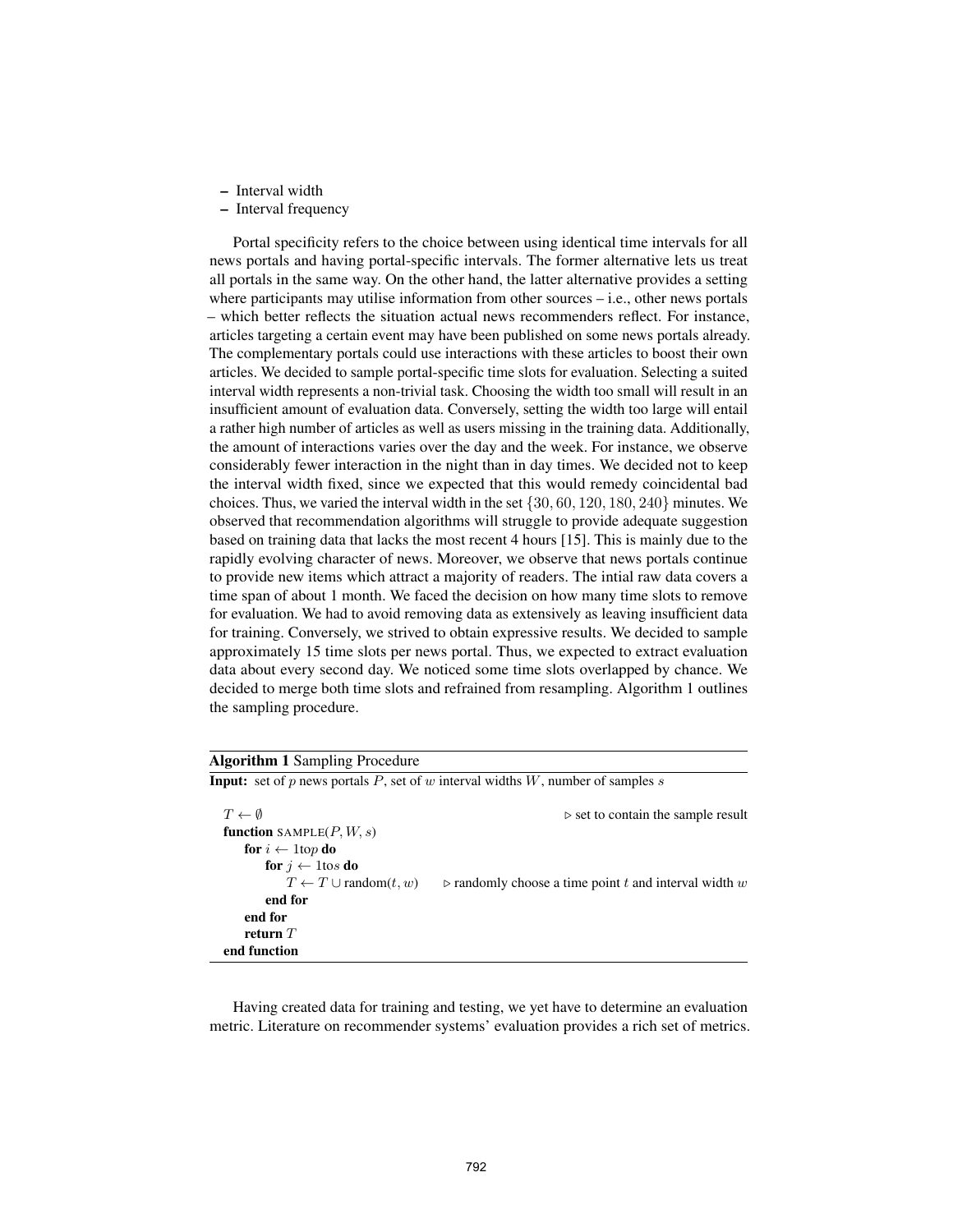– Interval width
– Interval frequency

Portal specificity refers to the choice between using identical time intervals for all news portals and having portal-specific intervals. The former alternative lets us treat all portals in the same way. On the other hand, the latter alternative provides a setting where participants may utilise information from other sources – i.e., other news portals – which better reflects the situation actual news recommenders reflect. For instance, articles targeting a certain event may have been published on some news portals already. The complementary portals could use interactions with these articles to boost their own articles. We decided to sample portal-specific time slots for evaluation. Selecting a suited interval width represents a non-trivial task. Choosing the width too small will result in an insufficient amount of evaluation data. Conversely, setting the width too large will entail a rather high number of articles as well as users missing in the training data. Additionally, the amount of interactions varies over the day and the week. For instance, we observe considerably fewer interaction in the night than in day times. We decided not to keep the interval width fixed, since we expected that this would remedy coincidental bad choices. Thus, we varied the interval width in the set $\{30, 60, 120, 180, 240\}$ minutes. We observed that recommendation algorithms will struggle to provide adequate suggestion based on training data that lacks the most recent 4 hours [15]. This is mainly due to the rapidly evolving character of news. Moreover, we observe that news portals continue to provide new items which attract a majority of readers. The intial raw data covers a time span of about 1 month. We faced the decision on how many time slots to remove for evaluation. We had to avoid removing data as extensively as leaving insufficient data for training. Conversely, we strived to obtain expressive results. We decided to sample approximately 15 time slots per news portal. Thus, we expected to extract evaluation data about every second day. We noticed some time slots overlapped by chance. We decided to merge both time slots and refrained from resampling. Algorithm 1 outlines the sampling procedure.

**Algorithm 1** Sampling Procedure

**Input:** set of $p$ news portals $P$, set of $w$ interval widths $W$, number of samples $s$

```
T ← ∅                                    ▷ set to contain the sample result
function SAMPLE(P, W, s)
    for i ← 1 to p do
        for j ← 1 to s do
            T ← T ∪ random(t, w)         ▷ randomly choose a time point t and interval width w
        end for
    end for
    return T
end function
```

Having created data for training and testing, we yet have to determine an evaluation metric. Literature on recommender systems' evaluation provides a rich set of metrics.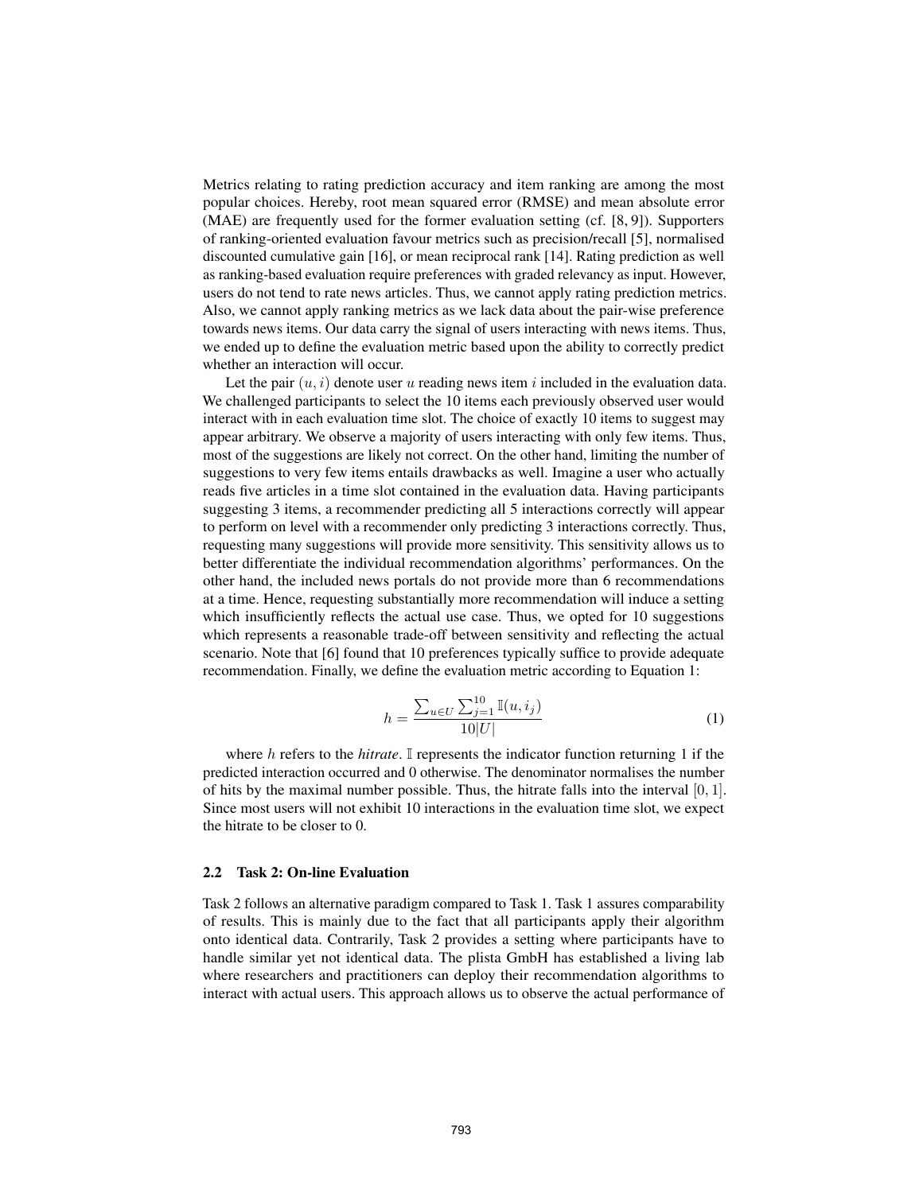Metrics relating to rating prediction accuracy and item ranking are among the most popular choices. Hereby, root mean squared error (RMSE) and mean absolute error (MAE) are frequently used for the former evaluation setting (cf. [8, 9]). Supporters of ranking-oriented evaluation favour metrics such as precision/recall [5], normalised discounted cumulative gain [16], or mean reciprocal rank [14]. Rating prediction as well as ranking-based evaluation require preferences with graded relevancy as input. However, users do not tend to rate news articles. Thus, we cannot apply rating prediction metrics. Also, we cannot apply ranking metrics as we lack data about the pair-wise preference towards news items. Our data carry the signal of users interacting with news items. Thus, we ended up to define the evaluation metric based upon the ability to correctly predict whether an interaction will occur.

Let the pair $(u, i)$ denote user $u$ reading news item $i$ included in the evaluation data. We challenged participants to select the 10 items each previously observed user would interact with in each evaluation time slot. The choice of exactly 10 items to suggest may appear arbitrary. We observe a majority of users interacting with only few items. Thus, most of the suggestions are likely not correct. On the other hand, limiting the number of suggestions to very few items entails drawbacks as well. Imagine a user who actually reads five articles in a time slot contained in the evaluation data. Having participants suggesting 3 items, a recommender predicting all 5 interactions correctly will appear to perform on level with a recommender only predicting 3 interactions correctly. Thus, requesting many suggestions will provide more sensitivity. This sensitivity allows us to better differentiate the individual recommendation algorithms' performances. On the other hand, the included news portals do not provide more than 6 recommendations at a time. Hence, requesting substantially more recommendation will induce a setting which insufficiently reflects the actual use case. Thus, we opted for 10 suggestions which represents a reasonable trade-off between sensitivity and reflecting the actual scenario. Note that [6] found that 10 preferences typically suffice to provide adequate recommendation. Finally, we define the evaluation metric according to Equation 1:

$$h = \frac{\sum_{u \in U} \sum_{j=1}^{10} \mathbb{I}(u, i_j)}{10|U|} \tag{1}$$

where $h$ refers to the *hitrate*. $\mathbb{I}$ represents the indicator function returning 1 if the predicted interaction occurred and 0 otherwise. The denominator normalises the number of hits by the maximal number possible. Thus, the hitrate falls into the interval $[0, 1]$. Since most users will not exhibit 10 interactions in the evaluation time slot, we expect the hitrate to be closer to 0.

### 2.2 Task 2: On-line Evaluation

Task 2 follows an alternative paradigm compared to Task 1. Task 1 assures comparability of results. This is mainly due to the fact that all participants apply their algorithm onto identical data. Contrarily, Task 2 provides a setting where participants have to handle similar yet not identical data. The plista GmbH has established a living lab where researchers and practitioners can deploy their recommendation algorithms to interact with actual users. This approach allows us to observe the actual performance of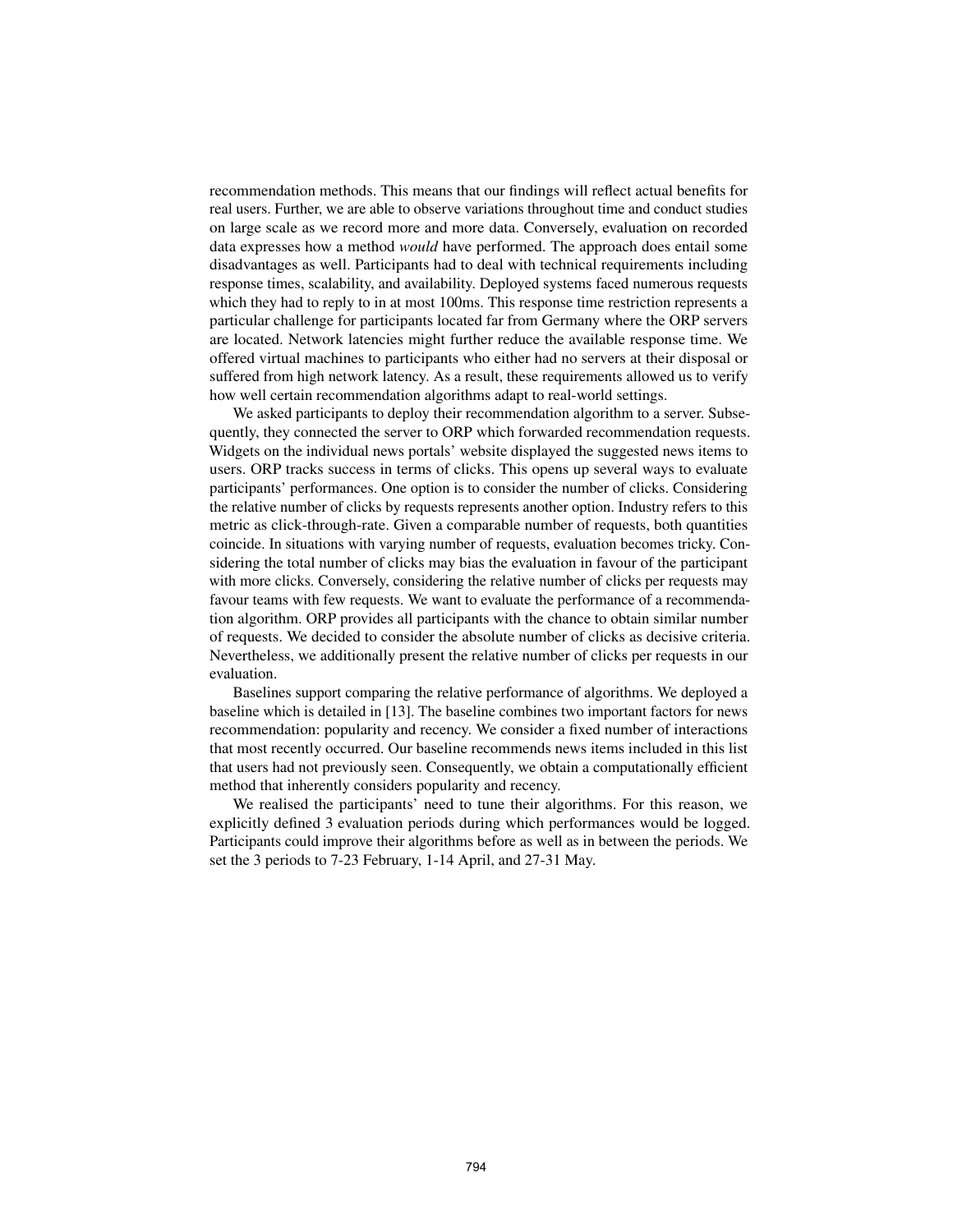recommendation methods. This means that our findings will reflect actual benefits for real users. Further, we are able to observe variations throughout time and conduct studies on large scale as we record more and more data. Conversely, evaluation on recorded data expresses how a method *would* have performed. The approach does entail some disadvantages as well. Participants had to deal with technical requirements including response times, scalability, and availability. Deployed systems faced numerous requests which they had to reply to in at most 100ms. This response time restriction represents a particular challenge for participants located far from Germany where the ORP servers are located. Network latencies might further reduce the available response time. We offered virtual machines to participants who either had no servers at their disposal or suffered from high network latency. As a result, these requirements allowed us to verify how well certain recommendation algorithms adapt to real-world settings.

We asked participants to deploy their recommendation algorithm to a server. Subsequently, they connected the server to ORP which forwarded recommendation requests. Widgets on the individual news portals' website displayed the suggested news items to users. ORP tracks success in terms of clicks. This opens up several ways to evaluate participants' performances. One option is to consider the number of clicks. Considering the relative number of clicks by requests represents another option. Industry refers to this metric as click-through-rate. Given a comparable number of requests, both quantities coincide. In situations with varying number of requests, evaluation becomes tricky. Considering the total number of clicks may bias the evaluation in favour of the participant with more clicks. Conversely, considering the relative number of clicks per requests may favour teams with few requests. We want to evaluate the performance of a recommendation algorithm. ORP provides all participants with the chance to obtain similar number of requests. We decided to consider the absolute number of clicks as decisive criteria. Nevertheless, we additionally present the relative number of clicks per requests in our evaluation.

Baselines support comparing the relative performance of algorithms. We deployed a baseline which is detailed in [13]. The baseline combines two important factors for news recommendation: popularity and recency. We consider a fixed number of interactions that most recently occurred. Our baseline recommends news items included in this list that users had not previously seen. Consequently, we obtain a computationally efficient method that inherently considers popularity and recency.

We realised the participants' need to tune their algorithms. For this reason, we explicitly defined 3 evaluation periods during which performances would be logged. Participants could improve their algorithms before as well as in between the periods. We set the 3 periods to 7-23 February, 1-14 April, and 27-31 May.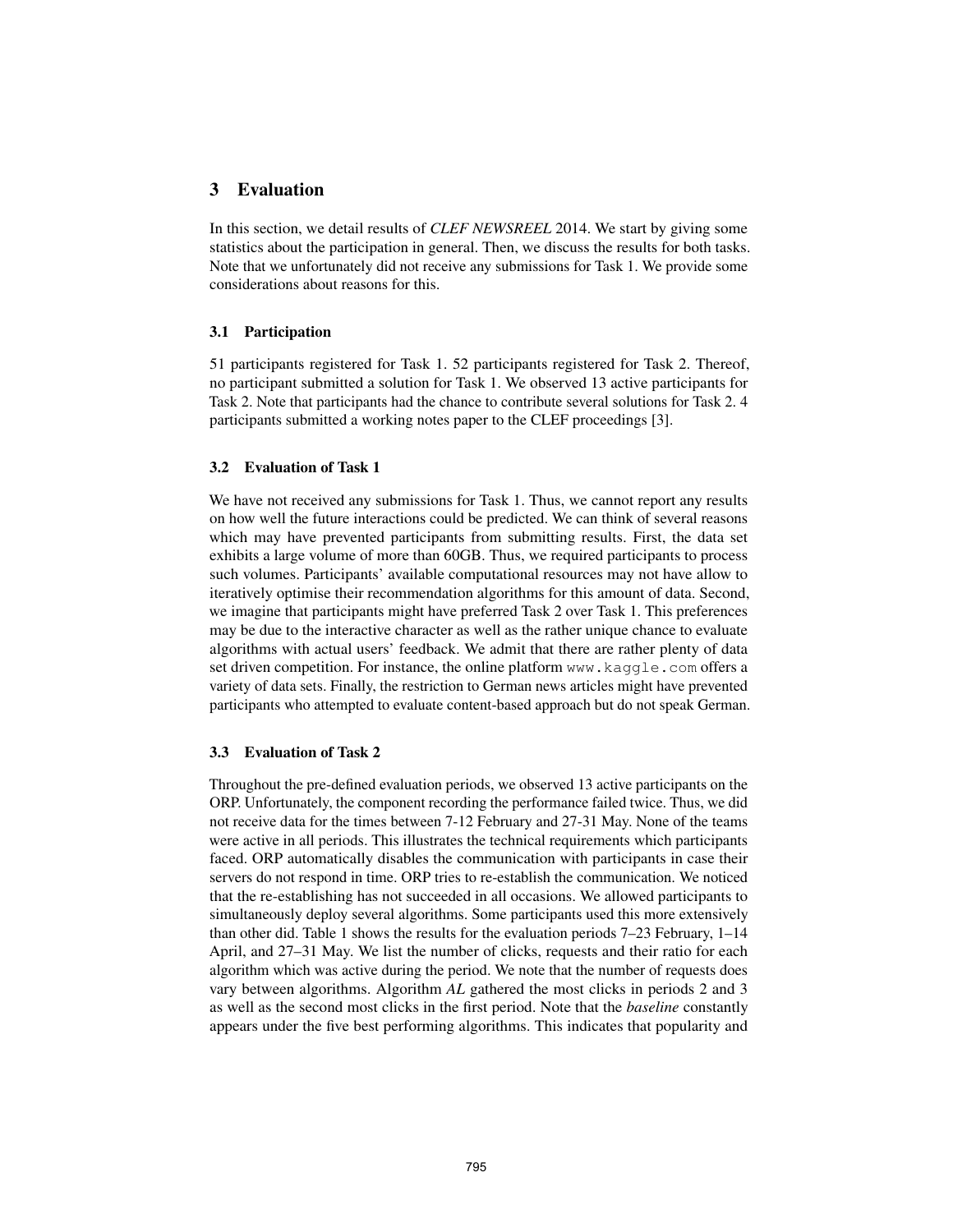## 3 Evaluation

In this section, we detail results of *CLEF NEWSREEL* 2014. We start by giving some statistics about the participation in general. Then, we discuss the results for both tasks. Note that we unfortunately did not receive any submissions for Task 1. We provide some considerations about reasons for this.

### 3.1 Participation

51 participants registered for Task 1. 52 participants registered for Task 2. Thereof, no participant submitted a solution for Task 1. We observed 13 active participants for Task 2. Note that participants had the chance to contribute several solutions for Task 2. 4 participants submitted a working notes paper to the CLEF proceedings [3].

### 3.2 Evaluation of Task 1

We have not received any submissions for Task 1. Thus, we cannot report any results on how well the future interactions could be predicted. We can think of several reasons which may have prevented participants from submitting results. First, the data set exhibits a large volume of more than 60GB. Thus, we required participants to process such volumes. Participants' available computational resources may not have allow to iteratively optimise their recommendation algorithms for this amount of data. Second, we imagine that participants might have preferred Task 2 over Task 1. This preferences may be due to the interactive character as well as the rather unique chance to evaluate algorithms with actual users' feedback. We admit that there are rather plenty of data set driven competition. For instance, the online platform www.kaggle.com offers a variety of data sets. Finally, the restriction to German news articles might have prevented participants who attempted to evaluate content-based approach but do not speak German.

### 3.3 Evaluation of Task 2

Throughout the pre-defined evaluation periods, we observed 13 active participants on the ORP. Unfortunately, the component recording the performance failed twice. Thus, we did not receive data for the times between 7-12 February and 27-31 May. None of the teams were active in all periods. This illustrates the technical requirements which participants faced. ORP automatically disables the communication with participants in case their servers do not respond in time. ORP tries to re-establish the communication. We noticed that the re-establishing has not succeeded in all occasions. We allowed participants to simultaneously deploy several algorithms. Some participants used this more extensively than other did. Table 1 shows the results for the evaluation periods 7–23 February, 1–14 April, and 27–31 May. We list the number of clicks, requests and their ratio for each algorithm which was active during the period. We note that the number of requests does vary between algorithms. Algorithm *AL* gathered the most clicks in periods 2 and 3 as well as the second most clicks in the first period. Note that the *baseline* constantly appears under the five best performing algorithms. This indicates that popularity and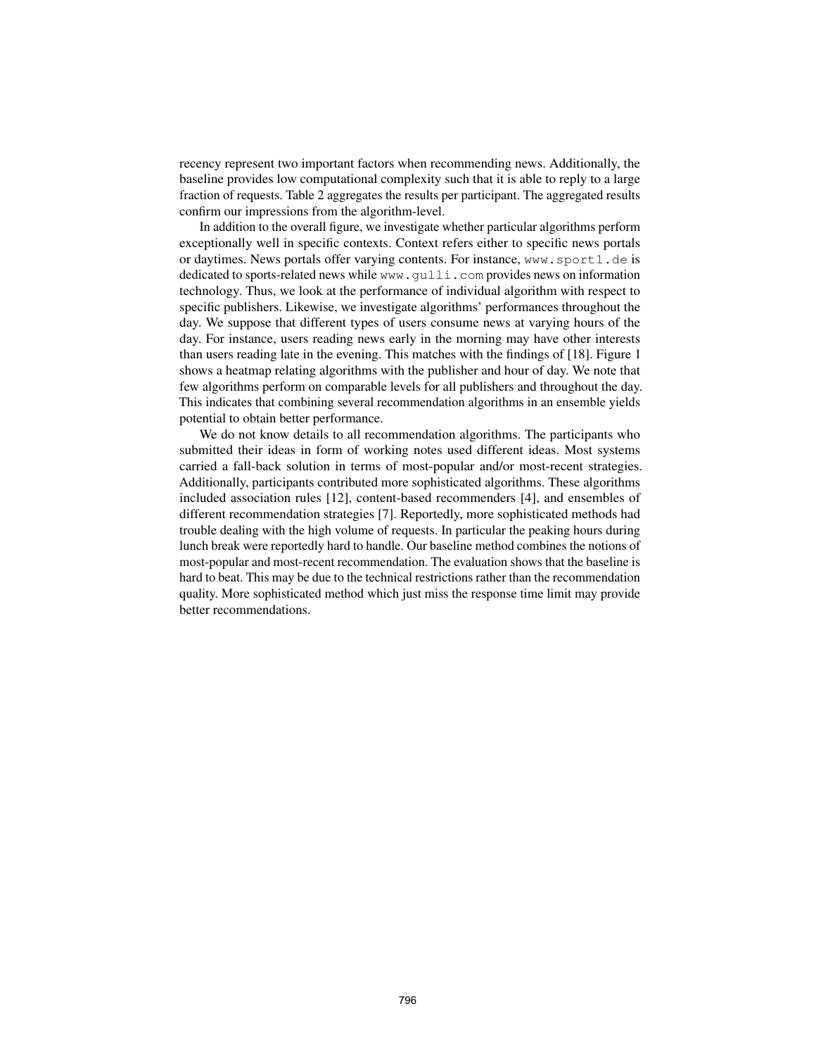recency represent two important factors when recommending news. Additionally, the baseline provides low computational complexity such that it is able to reply to a large fraction of requests. Table 2 aggregates the results per participant. The aggregated results confirm our impressions from the algorithm-level.

In addition to the overall figure, we investigate whether particular algorithms perform exceptionally well in specific contexts. Context refers either to specific news portals or daytimes. News portals offer varying contents. For instance, `www.sport1.de` is dedicated to sports-related news while `www.gulli.com` provides news on information technology. Thus, we look at the performance of individual algorithm with respect to specific publishers. Likewise, we investigate algorithms' performances throughout the day. We suppose that different types of users consume news at varying hours of the day. For instance, users reading news early in the morning may have other interests than users reading late in the evening. This matches with the findings of [18]. Figure 1 shows a heatmap relating algorithms with the publisher and hour of day. We note that few algorithms perform on comparable levels for all publishers and throughout the day. This indicates that combining several recommendation algorithms in an ensemble yields potential to obtain better performance.

We do not know details to all recommendation algorithms. The participants who submitted their ideas in form of working notes used different ideas. Most systems carried a fall-back solution in terms of most-popular and/or most-recent strategies. Additionally, participants contributed more sophisticated algorithms. These algorithms included association rules [12], content-based recommenders [4], and ensembles of different recommendation strategies [7]. Reportedly, more sophisticated methods had trouble dealing with the high volume of requests. In particular the peaking hours during lunch break were reportedly hard to handle. Our baseline method combines the notions of most-popular and most-recent recommendation. The evaluation shows that the baseline is hard to beat. This may be due to the technical restrictions rather than the recommendation quality. More sophisticated method which just miss the response time limit may provide better recommendations.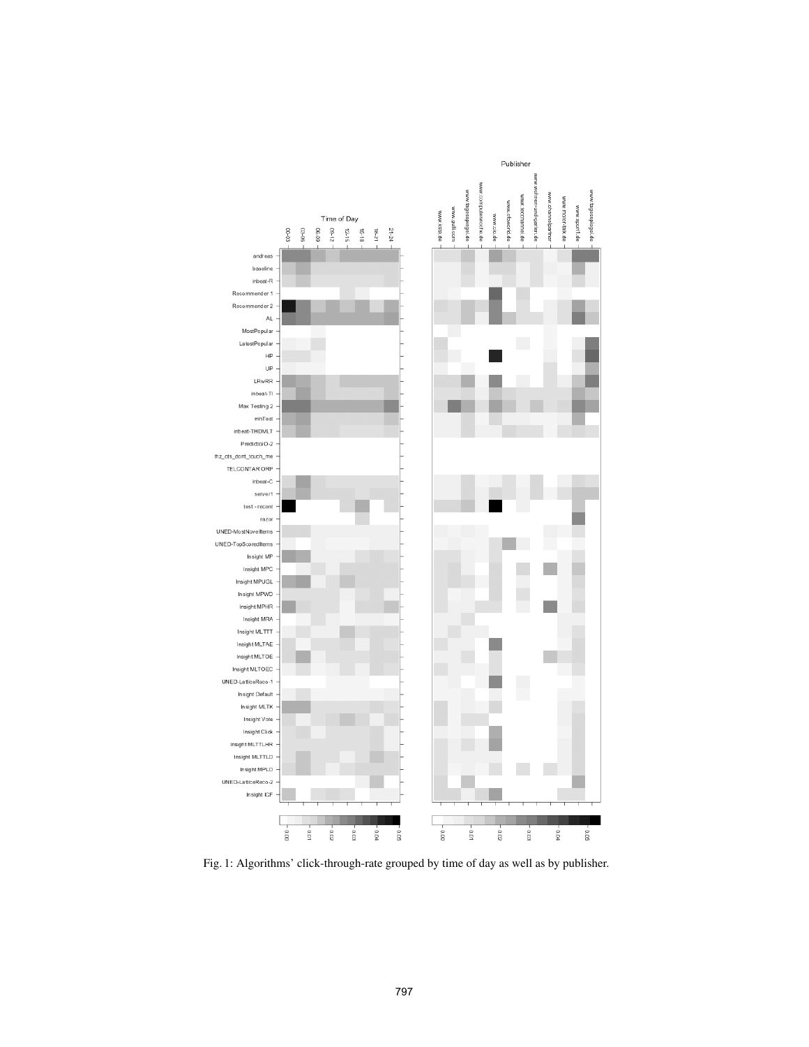Fig. 1: Algorithms' click-through-rate grouped by time of day as well as by publisher.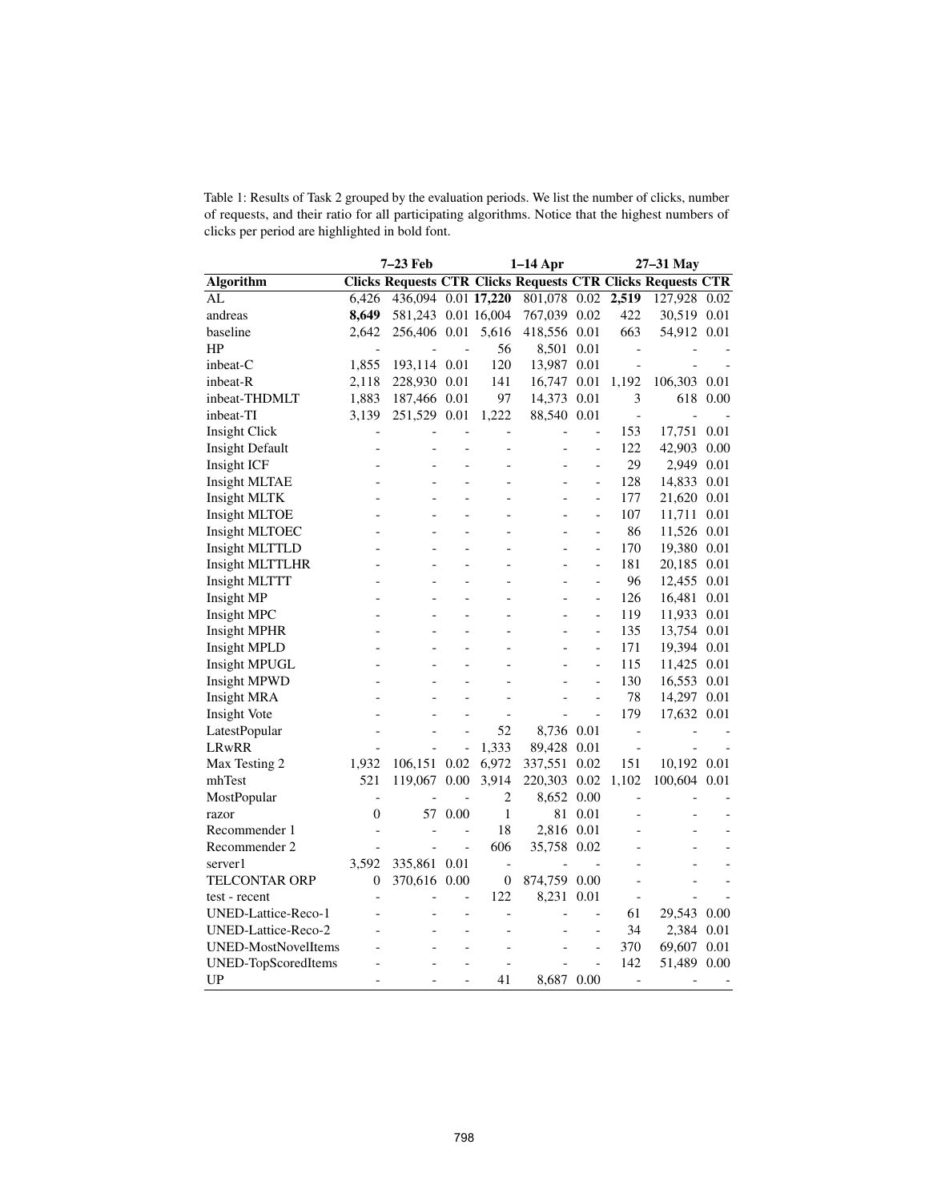Table 1: Results of Task 2 grouped by the evaluation periods. We list the number of clicks, number of requests, and their ratio for all participating algorithms. Notice that the highest numbers of clicks per period are highlighted in bold font.

| | 7–23 Feb | | | 1–14 Apr | | | 27–31 May | | |
|---|---|---|---|---|---|---|---|---|---|
| **Algorithm** | **Clicks** | **Requests** | **CTR** | **Clicks** | **Requests** | **CTR** | **Clicks** | **Requests** | **CTR** |
| AL | 6,426 | 436,094 | 0.01 | **17,220** | 801,078 | 0.02 | **2,519** | 127,928 | 0.02 |
| andreas | **8,649** | 581,243 | 0.01 | 16,004 | 767,039 | 0.02 | 422 | 30,519 | 0.01 |
| baseline | 2,642 | 256,406 | 0.01 | 5,616 | 418,556 | 0.01 | 663 | 54,912 | 0.01 |
| HP | - | - | - | 56 | 8,501 | 0.01 | - | - | - |
| inbeat-C | 1,855 | 193,114 | 0.01 | 120 | 13,987 | 0.01 | - | - | - |
| inbeat-R | 2,118 | 228,930 | 0.01 | 141 | 16,747 | 0.01 | 1,192 | 106,303 | 0.01 |
| inbeat-THDMLT | 1,883 | 187,466 | 0.01 | 97 | 14,373 | 0.01 | 3 | 618 | 0.00 |
| inbeat-TI | 3,139 | 251,529 | 0.01 | 1,222 | 88,540 | 0.01 | - | - | - |
| Insight Click | - | - | - | - | - | - | 153 | 17,751 | 0.01 |
| Insight Default | - | - | - | - | - | - | 122 | 42,903 | 0.00 |
| Insight ICF | - | - | - | - | - | - | 29 | 2,949 | 0.01 |
| Insight MLTAE | - | - | - | - | - | - | 128 | 14,833 | 0.01 |
| Insight MLTK | - | - | - | - | - | - | 177 | 21,620 | 0.01 |
| Insight MLTOE | - | - | - | - | - | - | 107 | 11,711 | 0.01 |
| Insight MLTOEC | - | - | - | - | - | - | 86 | 11,526 | 0.01 |
| Insight MLTTLD | - | - | - | - | - | - | 170 | 19,380 | 0.01 |
| Insight MLTTLHR | - | - | - | - | - | - | 181 | 20,185 | 0.01 |
| Insight MLTTT | - | - | - | - | - | - | 96 | 12,455 | 0.01 |
| Insight MP | - | - | - | - | - | - | 126 | 16,481 | 0.01 |
| Insight MPC | - | - | - | - | - | - | 119 | 11,933 | 0.01 |
| Insight MPHR | - | - | - | - | - | - | 135 | 13,754 | 0.01 |
| Insight MPLD | - | - | - | - | - | - | 171 | 19,394 | 0.01 |
| Insight MPUGL | - | - | - | - | - | - | 115 | 11,425 | 0.01 |
| Insight MPWD | - | - | - | - | - | - | 130 | 16,553 | 0.01 |
| Insight MRA | - | - | - | - | - | - | 78 | 14,297 | 0.01 |
| Insight Vote | - | - | - | - | - | - | 179 | 17,632 | 0.01 |
| LatestPopular | - | - | - | 52 | 8,736 | 0.01 | - | - | - |
| LRwRR | - | - | - | 1,333 | 89,428 | 0.01 | - | - | - |
| Max Testing 2 | 1,932 | 106,151 | 0.02 | 6,972 | 337,551 | 0.02 | 151 | 10,192 | 0.01 |
| mhTest | 521 | 119,067 | 0.00 | 3,914 | 220,303 | 0.02 | 1,102 | 100,604 | 0.01 |
| MostPopular | - | - | - | 2 | 8,652 | 0.00 | - | - | - |
| razor | 0 | 57 | 0.00 | 1 | 81 | 0.01 | - | - | - |
| Recommender 1 | - | - | - | 18 | 2,816 | 0.01 | - | - | - |
| Recommender 2 | - | - | - | 606 | 35,758 | 0.02 | - | - | - |
| server1 | 3,592 | 335,861 | 0.01 | - | - | - | - | - | - |
| TELCONTAR ORP | 0 | 370,616 | 0.00 | 0 | 874,759 | 0.00 | - | - | - |
| test - recent | - | - | - | 122 | 8,231 | 0.01 | - | - | - |
| UNED-Lattice-Reco-1 | - | - | - | - | - | - | 61 | 29,543 | 0.00 |
| UNED-Lattice-Reco-2 | - | - | - | - | - | - | 34 | 2,384 | 0.01 |
| UNED-MostNovelItems | - | - | - | - | - | - | 370 | 69,607 | 0.01 |
| UNED-TopScoredItems | - | - | - | - | - | - | 142 | 51,489 | 0.00 |
| UP | - | - | - | 41 | 8,687 | 0.00 | - | - | - |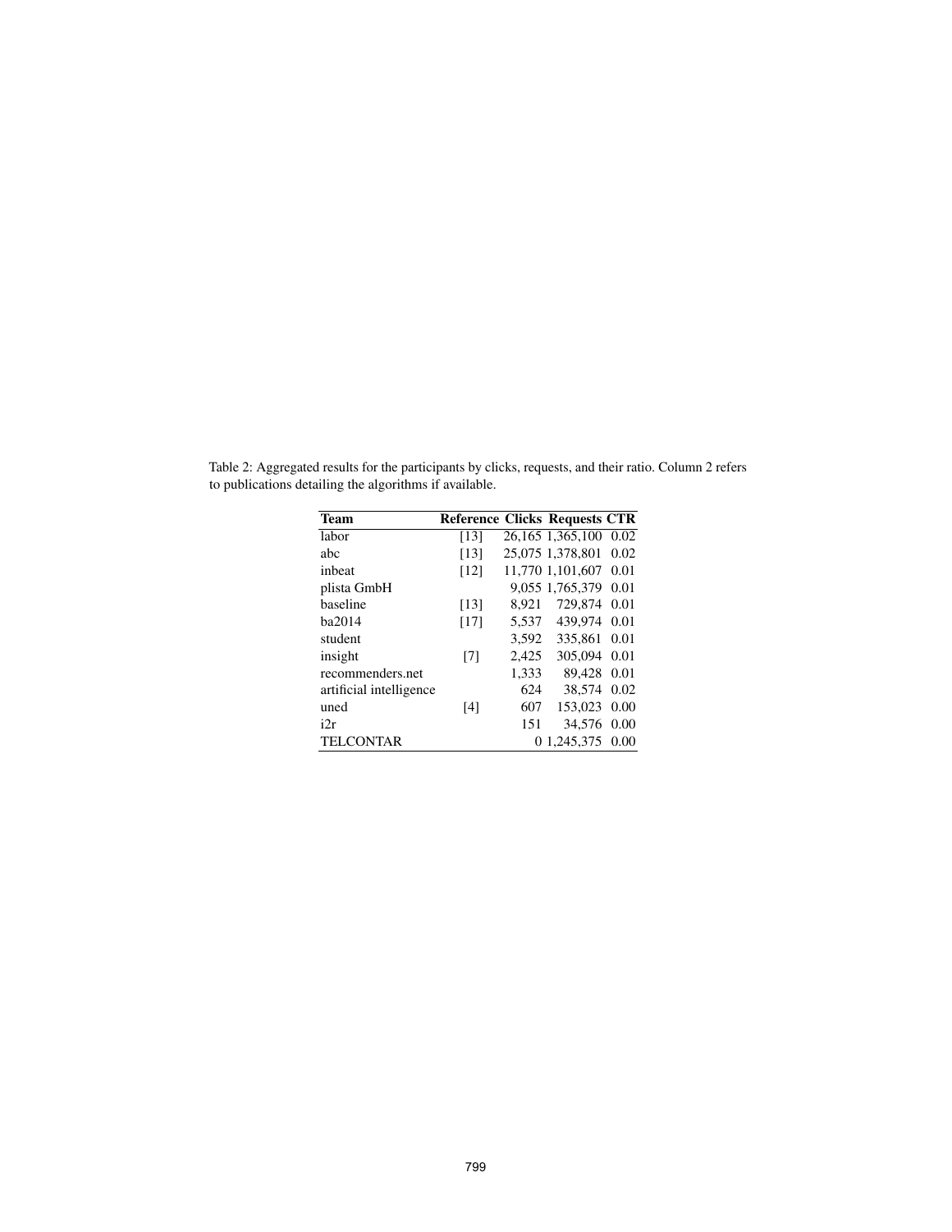Table 2: Aggregated results for the participants by clicks, requests, and their ratio. Column 2 refers to publications detailing the algorithms if available.

| Team | Reference | Clicks | Requests | CTR |
|---|---|---|---|---|
| labor | [13] | 26,165 | 1,365,100 | 0.02 |
| abc | [13] | 25,075 | 1,378,801 | 0.02 |
| inbeat | [12] | 11,770 | 1,101,607 | 0.01 |
| plista GmbH | | 9,055 | 1,765,379 | 0.01 |
| baseline | [13] | 8,921 | 729,874 | 0.01 |
| ba2014 | [17] | 5,537 | 439,974 | 0.01 |
| student | | 3,592 | 335,861 | 0.01 |
| insight | [7] | 2,425 | 305,094 | 0.01 |
| recommenders.net | | 1,333 | 89,428 | 0.01 |
| artificial intelligence | | 624 | 38,574 | 0.02 |
| uned | [4] | 607 | 153,023 | 0.00 |
| i2r | | 151 | 34,576 | 0.00 |
| TELCONTAR | | 0 | 1,245,375 | 0.00 |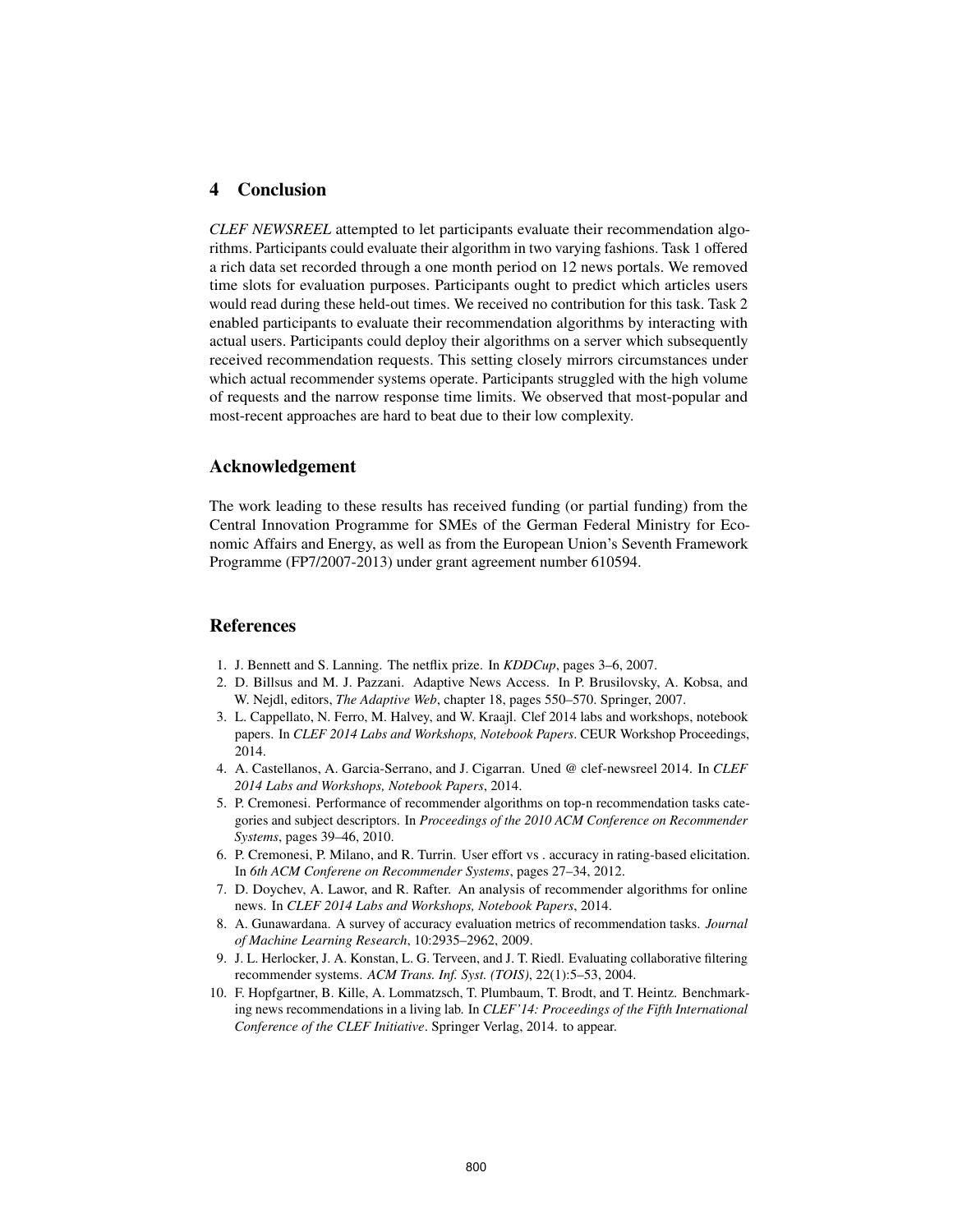## 4 Conclusion

*CLEF NEWSREEL* attempted to let participants evaluate their recommendation algorithms. Participants could evaluate their algorithm in two varying fashions. Task 1 offered a rich data set recorded through a one month period on 12 news portals. We removed time slots for evaluation purposes. Participants ought to predict which articles users would read during these held-out times. We received no contribution for this task. Task 2 enabled participants to evaluate their recommendation algorithms by interacting with actual users. Participants could deploy their algorithms on a server which subsequently received recommendation requests. This setting closely mirrors circumstances under which actual recommender systems operate. Participants struggled with the high volume of requests and the narrow response time limits. We observed that most-popular and most-recent approaches are hard to beat due to their low complexity.

## Acknowledgement

The work leading to these results has received funding (or partial funding) from the Central Innovation Programme for SMEs of the German Federal Ministry for Economic Affairs and Energy, as well as from the European Union's Seventh Framework Programme (FP7/2007-2013) under grant agreement number 610594.

## References

1. J. Bennett and S. Lanning. The netflix prize. In *KDDCup*, pages 3–6, 2007.
2. D. Billsus and M. J. Pazzani. Adaptive News Access. In P. Brusilovsky, A. Kobsa, and W. Nejdl, editors, *The Adaptive Web*, chapter 18, pages 550–570. Springer, 2007.
3. L. Cappellato, N. Ferro, M. Halvey, and W. Kraajl. Clef 2014 labs and workshops, notebook papers. In *CLEF 2014 Labs and Workshops, Notebook Papers*. CEUR Workshop Proceedings, 2014.
4. A. Castellanos, A. Garcia-Serrano, and J. Cigarran. Uned @ clef-newsreel 2014. In *CLEF 2014 Labs and Workshops, Notebook Papers*, 2014.
5. P. Cremonesi. Performance of recommender algorithms on top-n recommendation tasks categories and subject descriptors. In *Proceedings of the 2010 ACM Conference on Recommender Systems*, pages 39–46, 2010.
6. P. Cremonesi, P. Milano, and R. Turrin. User effort vs . accuracy in rating-based elicitation. In *6th ACM Conferene on Recommender Systems*, pages 27–34, 2012.
7. D. Doychev, A. Lawor, and R. Rafter. An analysis of recommender algorithms for online news. In *CLEF 2014 Labs and Workshops, Notebook Papers*, 2014.
8. A. Gunawardana. A survey of accuracy evaluation metrics of recommendation tasks. *Journal of Machine Learning Research*, 10:2935–2962, 2009.
9. J. L. Herlocker, J. A. Konstan, L. G. Terveen, and J. T. Riedl. Evaluating collaborative filtering recommender systems. *ACM Trans. Inf. Syst. (TOIS)*, 22(1):5–53, 2004.
10. F. Hopfgartner, B. Kille, A. Lommatzsch, T. Plumbaum, T. Brodt, and T. Heintz. Benchmarking news recommendations in a living lab. In *CLEF'14: Proceedings of the Fifth International Conference of the CLEF Initiative*. Springer Verlag, 2014. to appear.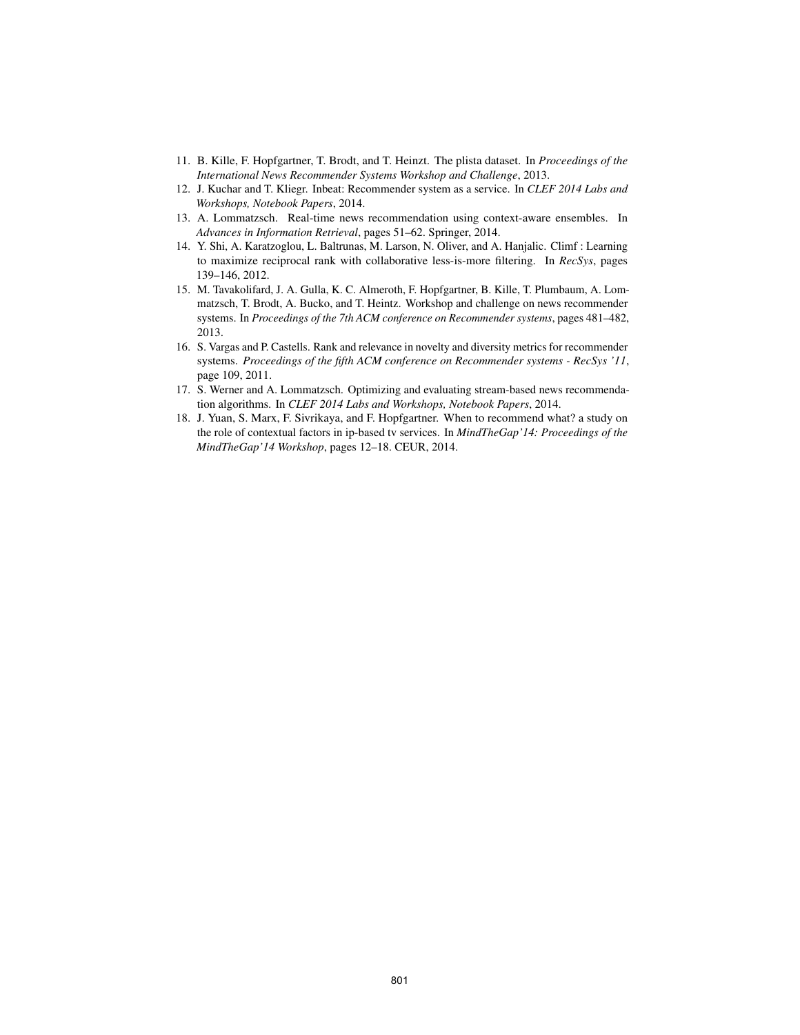11. B. Kille, F. Hopfgartner, T. Brodt, and T. Heinzt. The plista dataset. In *Proceedings of the International News Recommender Systems Workshop and Challenge*, 2013.
12. J. Kuchar and T. Kliegr. Inbeat: Recommender system as a service. In *CLEF 2014 Labs and Workshops, Notebook Papers*, 2014.
13. A. Lommatzsch. Real-time news recommendation using context-aware ensembles. In *Advances in Information Retrieval*, pages 51–62. Springer, 2014.
14. Y. Shi, A. Karatzoglou, L. Baltrunas, M. Larson, N. Oliver, and A. Hanjalic. Climf : Learning to maximize reciprocal rank with collaborative less-is-more filtering. In *RecSys*, pages 139–146, 2012.
15. M. Tavakolifard, J. A. Gulla, K. C. Almeroth, F. Hopfgartner, B. Kille, T. Plumbaum, A. Lommatzsch, T. Brodt, A. Bucko, and T. Heintz. Workshop and challenge on news recommender systems. In *Proceedings of the 7th ACM conference on Recommender systems*, pages 481–482, 2013.
16. S. Vargas and P. Castells. Rank and relevance in novelty and diversity metrics for recommender systems. *Proceedings of the fifth ACM conference on Recommender systems - RecSys '11*, page 109, 2011.
17. S. Werner and A. Lommatzsch. Optimizing and evaluating stream-based news recommendation algorithms. In *CLEF 2014 Labs and Workshops, Notebook Papers*, 2014.
18. J. Yuan, S. Marx, F. Sivrikaya, and F. Hopfgartner. When to recommend what? a study on the role of contextual factors in ip-based tv services. In *MindTheGap'14: Proceedings of the MindTheGap'14 Workshop*, pages 12–18. CEUR, 2014.